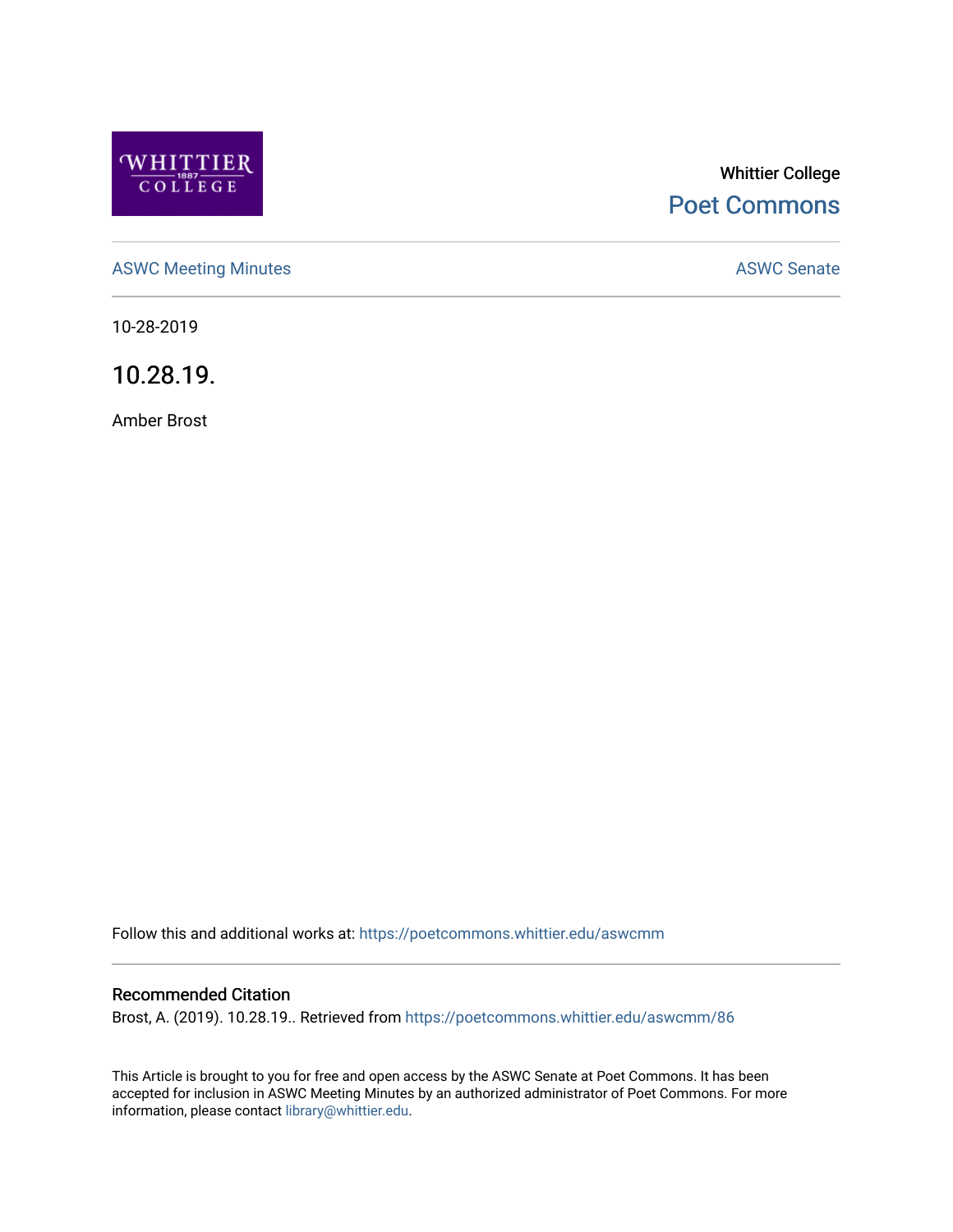Whittier College

Poet Commons

ASWC Meeting Minutes

ASWC Senate

10-28-2019

# 10.28.19.

Amber Brost

Follow this and additional works at: https://poetcommons.whittier.edu/aswcmm

## Recommended Citation

Brost, A. (2019). 10.28.19.. Retrieved from https://poetcommons.whittier.edu/aswcmm/86

This Article is brought to you for free and open access by the ASWC Senate at Poet Commons. It has been accepted for inclusion in ASWC Meeting Minutes by an authorized administrator of Poet Commons. For more information, please contact library@whittier.edu.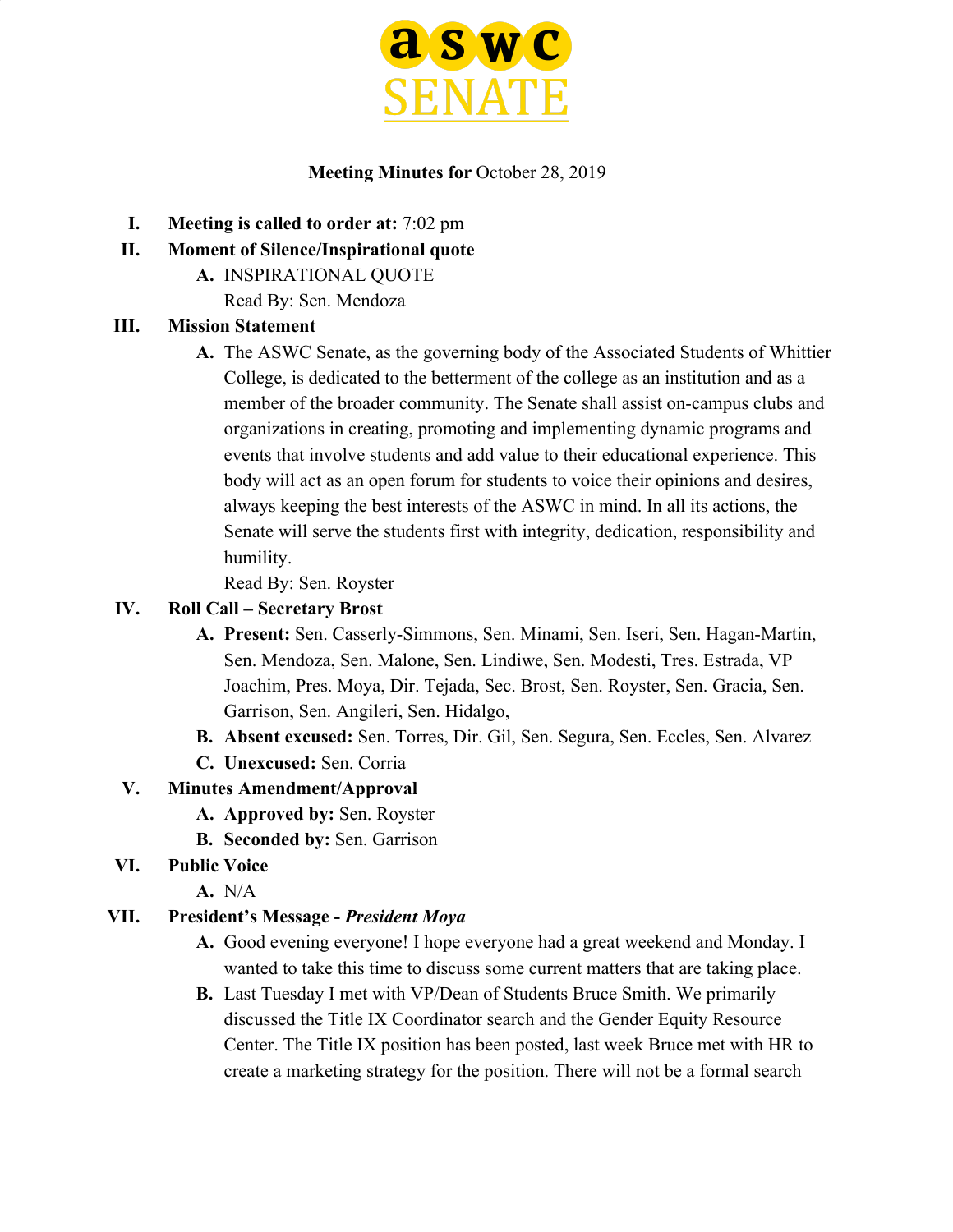**aswc SENATE**

**Meeting Minutes for** October 28, 2019

I. **Meeting is called to order at:** 7:02 pm

II. **Moment of Silence/Inspirational quote**

   A. INSPIRATIONAL QUOTE
      Read By: Sen. Mendoza

III. **Mission Statement**

   A. The ASWC Senate, as the governing body of the Associated Students of Whittier College, is dedicated to the betterment of the college as an institution and as a member of the broader community. The Senate shall assist on-campus clubs and organizations in creating, promoting and implementing dynamic programs and events that involve students and add value to their educational experience. This body will act as an open forum for students to voice their opinions and desires, always keeping the best interests of the ASWC in mind. In all its actions, the Senate will serve the students first with integrity, dedication, responsibility and humility.
      Read By: Sen. Royster

IV. **Roll Call – Secretary Brost**

   A. **Present:** Sen. Casserly-Simmons, Sen. Minami, Sen. Iseri, Sen. Hagan-Martin, Sen. Mendoza, Sen. Malone, Sen. Lindiwe, Sen. Modesti, Tres. Estrada, VP Joachim, Pres. Moya, Dir. Tejada, Sec. Brost, Sen. Royster, Sen. Gracia, Sen. Garrison, Sen. Angileri, Sen. Hidalgo,

   B. **Absent excused:** Sen. Torres, Dir. Gil, Sen. Segura, Sen. Eccles, Sen. Alvarez

   C. **Unexcused:** Sen. Corria

V. **Minutes Amendment/Approval**

   A. **Approved by:** Sen. Royster

   B. **Seconded by:** Sen. Garrison

VI. **Public Voice**

   A. N/A

VII. **President's Message -** ***President Moya***

   A. Good evening everyone! I hope everyone had a great weekend and Monday. I wanted to take this time to discuss some current matters that are taking place.

   B. Last Tuesday I met with VP/Dean of Students Bruce Smith. We primarily discussed the Title IX Coordinator search and the Gender Equity Resource Center. The Title IX position has been posted, last week Bruce met with HR to create a marketing strategy for the position. There will not be a formal search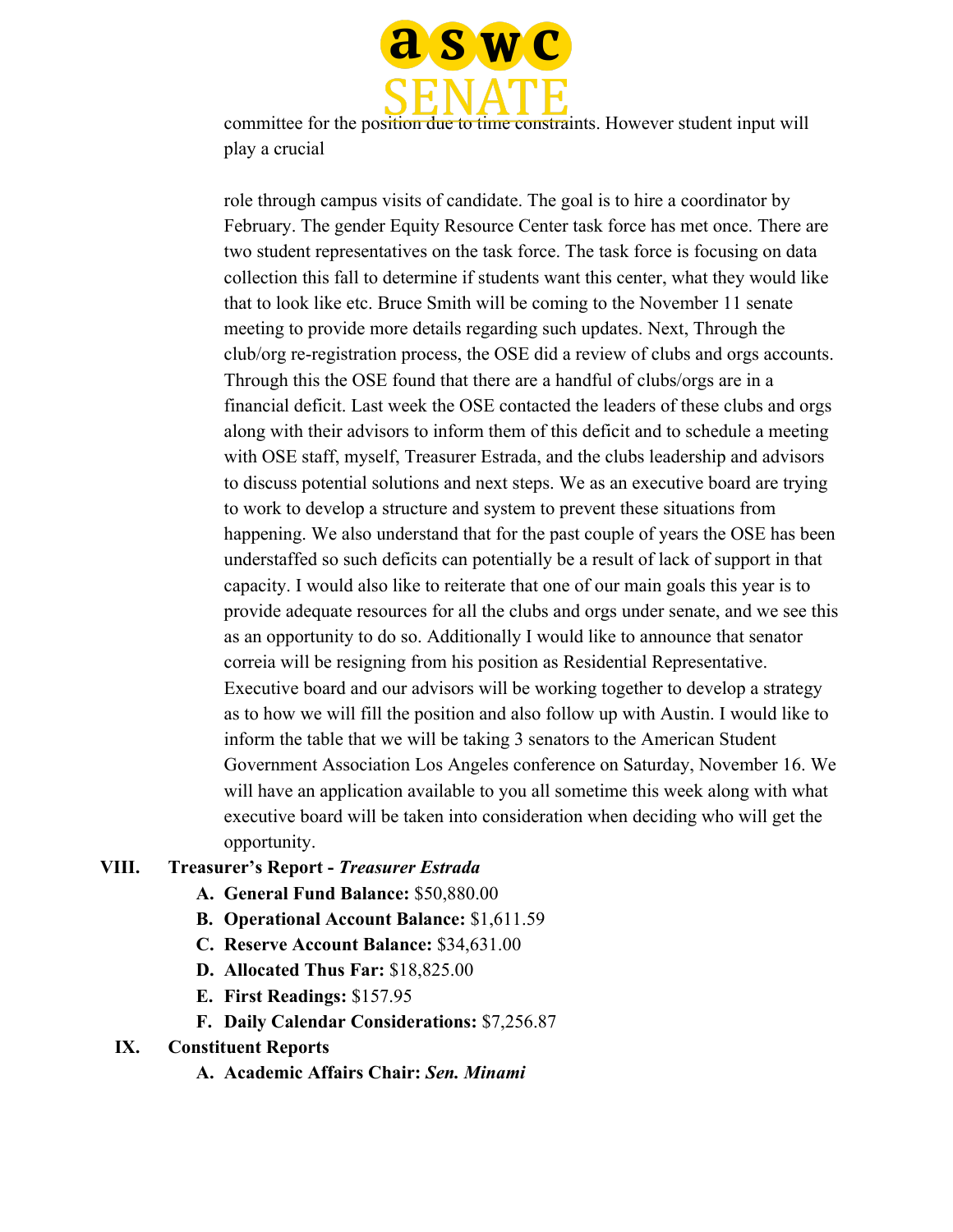committee for the position due to time constraints. However student input will play a crucial

role through campus visits of candidate. The goal is to hire a coordinator by February. The gender Equity Resource Center task force has met once. There are two student representatives on the task force. The task force is focusing on data collection this fall to determine if students want this center, what they would like that to look like etc. Bruce Smith will be coming to the November 11 senate meeting to provide more details regarding such updates. Next, Through the club/org re-registration process, the OSE did a review of clubs and orgs accounts. Through this the OSE found that there are a handful of clubs/orgs are in a financial deficit. Last week the OSE contacted the leaders of these clubs and orgs along with their advisors to inform them of this deficit and to schedule a meeting with OSE staff, myself, Treasurer Estrada, and the clubs leadership and advisors to discuss potential solutions and next steps. We as an executive board are trying to work to develop a structure and system to prevent these situations from happening. We also understand that for the past couple of years the OSE has been understaffed so such deficits can potentially be a result of lack of support in that capacity. I would also like to reiterate that one of our main goals this year is to provide adequate resources for all the clubs and orgs under senate, and we see this as an opportunity to do so. Additionally I would like to announce that senator correia will be resigning from his position as Residential Representative. Executive board and our advisors will be working together to develop a strategy as to how we will fill the position and also follow up with Austin. I would like to inform the table that we will be taking 3 senators to the American Student Government Association Los Angeles conference on Saturday, November 16. We will have an application available to you all sometime this week along with what executive board will be taken into consideration when deciding who will get the opportunity.

**VIII. Treasurer's Report - *Treasurer Estrada***

- **A. General Fund Balance:** $50,880.00
- **B. Operational Account Balance:** $1,611.59
- **C. Reserve Account Balance:** $34,631.00
- **D. Allocated Thus Far:** $18,825.00
- **E. First Readings:** $157.95
- **F. Daily Calendar Considerations:** $7,256.87

**IX. Constituent Reports**

- **A. Academic Affairs Chair: *Sen. Minami***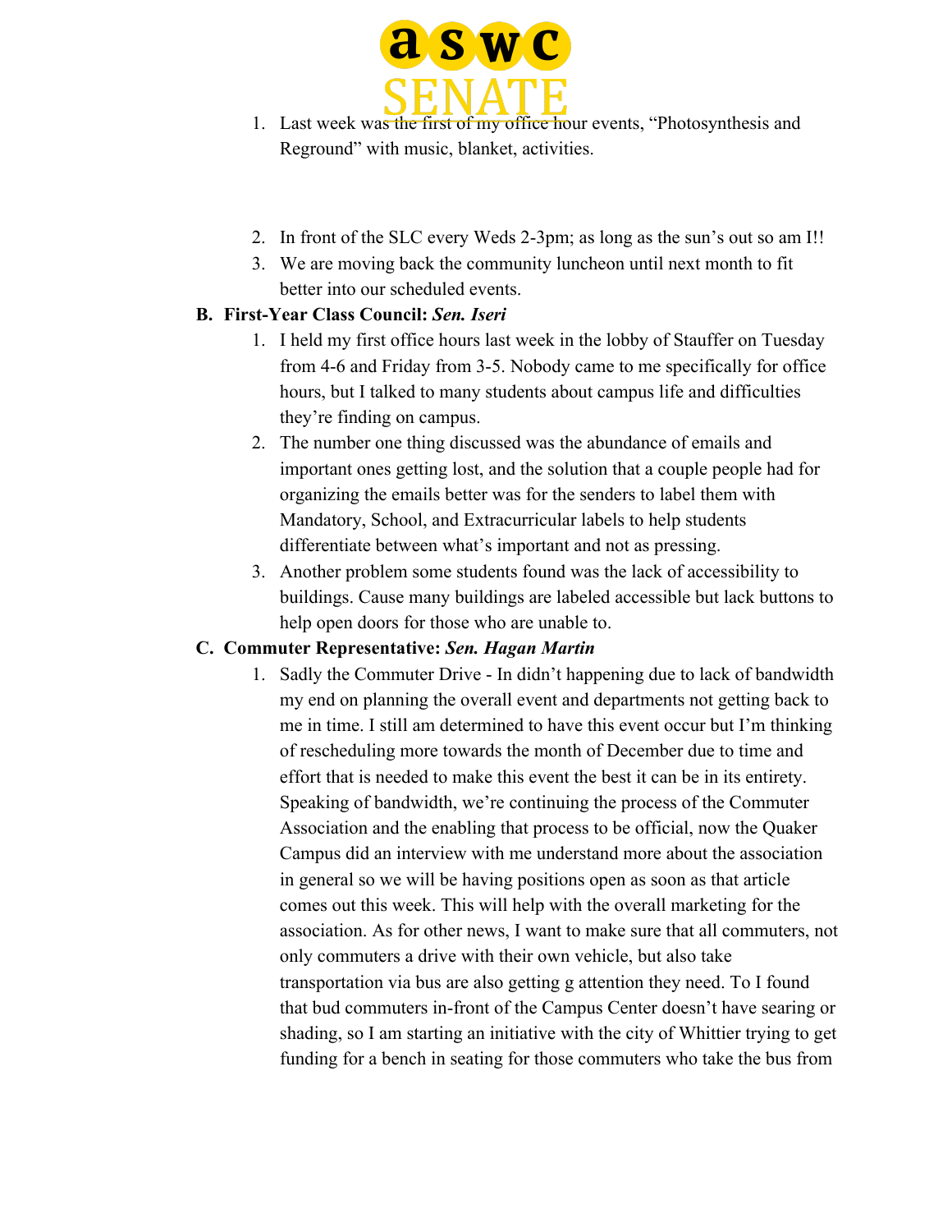1. Last week was the first of my office hour events, "Photosynthesis and Reground" with music, blanket, activities.

2. In front of the SLC every Weds 2-3pm; as long as the sun's out so am I!!
3. We are moving back the community luncheon until next month to fit better into our scheduled events.

**B. First-Year Class Council: *Sen. Iseri***

1. I held my first office hours last week in the lobby of Stauffer on Tuesday from 4-6 and Friday from 3-5. Nobody came to me specifically for office hours, but I talked to many students about campus life and difficulties they're finding on campus.
2. The number one thing discussed was the abundance of emails and important ones getting lost, and the solution that a couple people had for organizing the emails better was for the senders to label them with Mandatory, School, and Extracurricular labels to help students differentiate between what's important and not as pressing.
3. Another problem some students found was the lack of accessibility to buildings. Cause many buildings are labeled accessible but lack buttons to help open doors for those who are unable to.

**C. Commuter Representative: *Sen. Hagan Martin***

1. Sadly the Commuter Drive - In didn't happening due to lack of bandwidth my end on planning the overall event and departments not getting back to me in time. I still am determined to have this event occur but I'm thinking of rescheduling more towards the month of December due to time and effort that is needed to make this event the best it can be in its entirety. Speaking of bandwidth, we're continuing the process of the Commuter Association and the enabling that process to be official, now the Quaker Campus did an interview with me understand more about the association in general so we will be having positions open as soon as that article comes out this week. This will help with the overall marketing for the association. As for other news, I want to make sure that all commuters, not only commuters a drive with their own vehicle, but also take transportation via bus are also getting g attention they need. To I found that bud commuters in-front of the Campus Center doesn't have searing or shading, so I am starting an initiative with the city of Whittier trying to get funding for a bench in seating for those commuters who take the bus from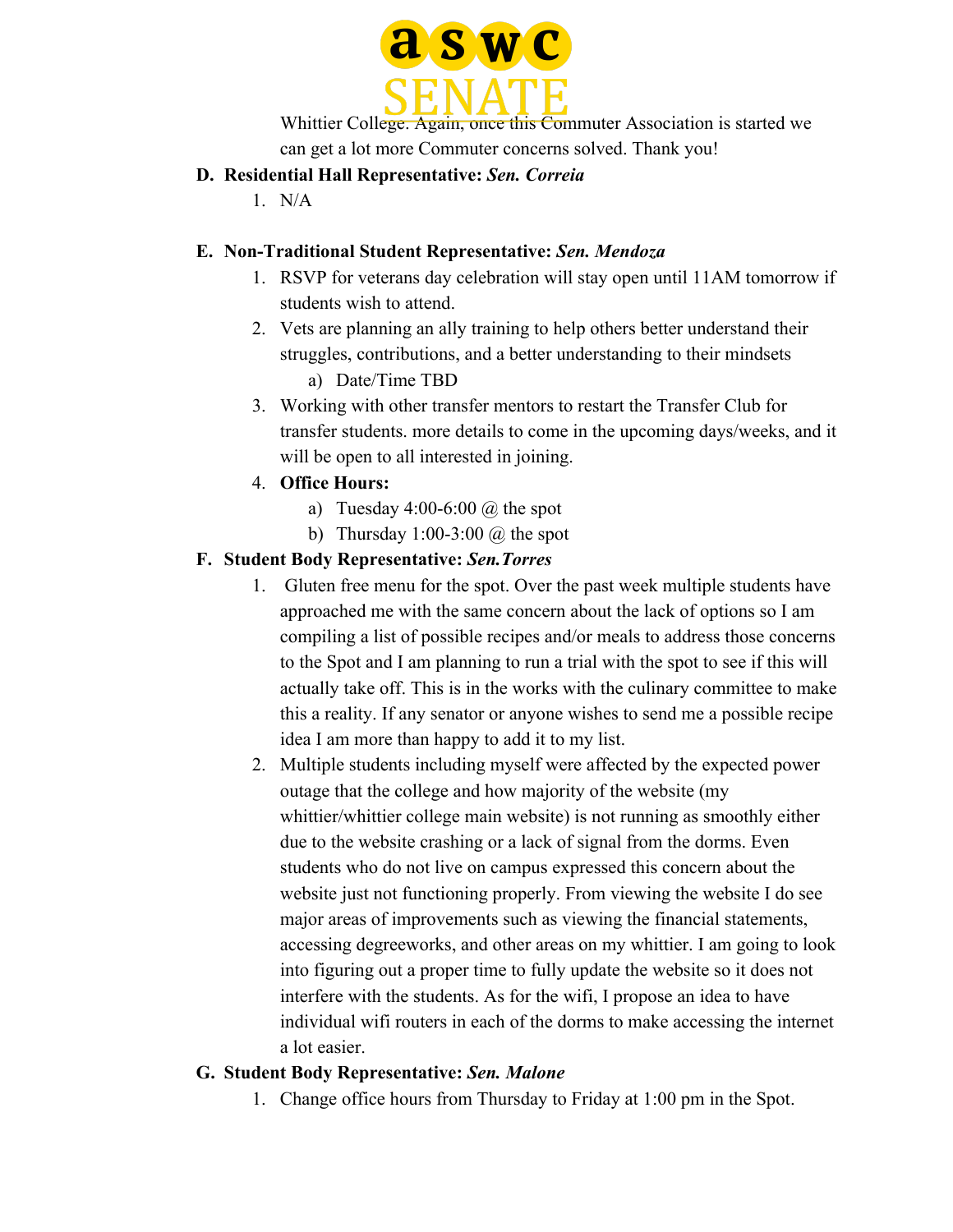Whittier College. Again, once this Commuter Association is started we can get a lot more Commuter concerns solved. Thank you!

**D. Residential Hall Representative: *Sen. Correia***

1. N/A

**E. Non-Traditional Student Representative: *Sen. Mendoza***

1. RSVP for veterans day celebration will stay open until 11AM tomorrow if students wish to attend.
2. Vets are planning an ally training to help others better understand their struggles, contributions, and a better understanding to their mindsets
    a) Date/Time TBD
3. Working with other transfer mentors to restart the Transfer Club for transfer students. more details to come in the upcoming days/weeks, and it will be open to all interested in joining.
4. **Office Hours:**
    a) Tuesday 4:00-6:00 @ the spot
    b) Thursday 1:00-3:00 @ the spot

**F. Student Body Representative: *Sen.Torres***

1. Gluten free menu for the spot. Over the past week multiple students have approached me with the same concern about the lack of options so I am compiling a list of possible recipes and/or meals to address those concerns to the Spot and I am planning to run a trial with the spot to see if this will actually take off. This is in the works with the culinary committee to make this a reality. If any senator or anyone wishes to send me a possible recipe idea I am more than happy to add it to my list.
2. Multiple students including myself were affected by the expected power outage that the college and how majority of the website (my whittier/whittier college main website) is not running as smoothly either due to the website crashing or a lack of signal from the dorms. Even students who do not live on campus expressed this concern about the website just not functioning properly. From viewing the website I do see major areas of improvements such as viewing the financial statements, accessing degreeworks, and other areas on my whittier. I am going to look into figuring out a proper time to fully update the website so it does not interfere with the students. As for the wifi, I propose an idea to have individual wifi routers in each of the dorms to make accessing the internet a lot easier.

**G. Student Body Representative: *Sen. Malone***

1. Change office hours from Thursday to Friday at 1:00 pm in the Spot.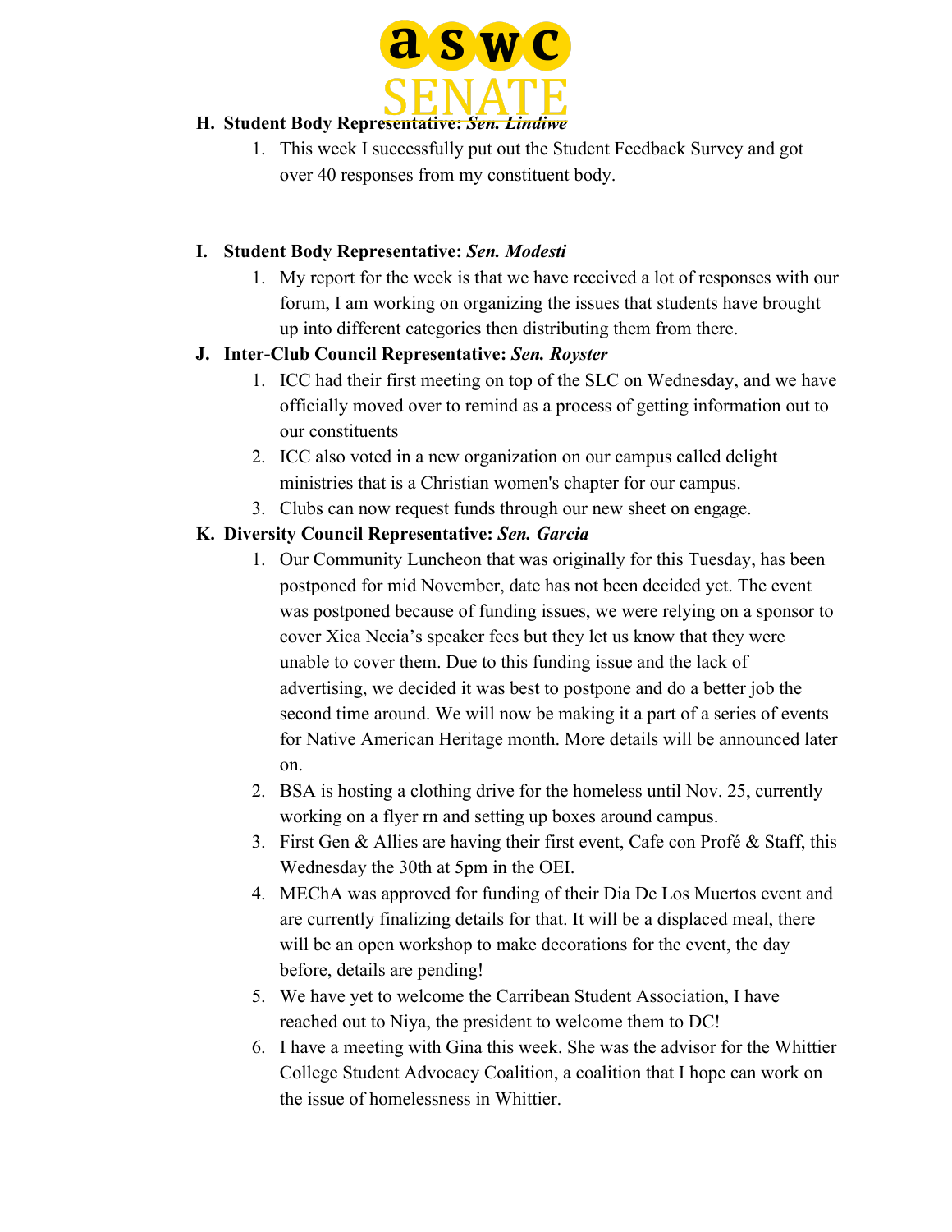**H. Student Body Representative: *Sen. Lindiwe***

1. This week I successfully put out the Student Feedback Survey and got over 40 responses from my constituent body.

**I. Student Body Representative: *Sen. Modesti***

1. My report for the week is that we have received a lot of responses with our forum, I am working on organizing the issues that students have brought up into different categories then distributing them from there.

**J. Inter-Club Council Representative: *Sen. Royster***

1. ICC had their first meeting on top of the SLC on Wednesday, and we have officially moved over to remind as a process of getting information out to our constituents
2. ICC also voted in a new organization on our campus called delight ministries that is a Christian women's chapter for our campus.
3. Clubs can now request funds through our new sheet on engage.

**K. Diversity Council Representative: *Sen. Garcia***

1. Our Community Luncheon that was originally for this Tuesday, has been postponed for mid November, date has not been decided yet. The event was postponed because of funding issues, we were relying on a sponsor to cover Xica Necia's speaker fees but they let us know that they were unable to cover them. Due to this funding issue and the lack of advertising, we decided it was best to postpone and do a better job the second time around. We will now be making it a part of a series of events for Native American Heritage month. More details will be announced later on.
2. BSA is hosting a clothing drive for the homeless until Nov. 25, currently working on a flyer rn and setting up boxes around campus.
3. First Gen & Allies are having their first event, Cafe con Profé & Staff, this Wednesday the 30th at 5pm in the OEI.
4. MEChA was approved for funding of their Dia De Los Muertos event and are currently finalizing details for that. It will be a displaced meal, there will be an open workshop to make decorations for the event, the day before, details are pending!
5. We have yet to welcome the Carribean Student Association, I have reached out to Niya, the president to welcome them to DC!
6. I have a meeting with Gina this week. She was the advisor for the Whittier College Student Advocacy Coalition, a coalition that I hope can work on the issue of homelessness in Whittier.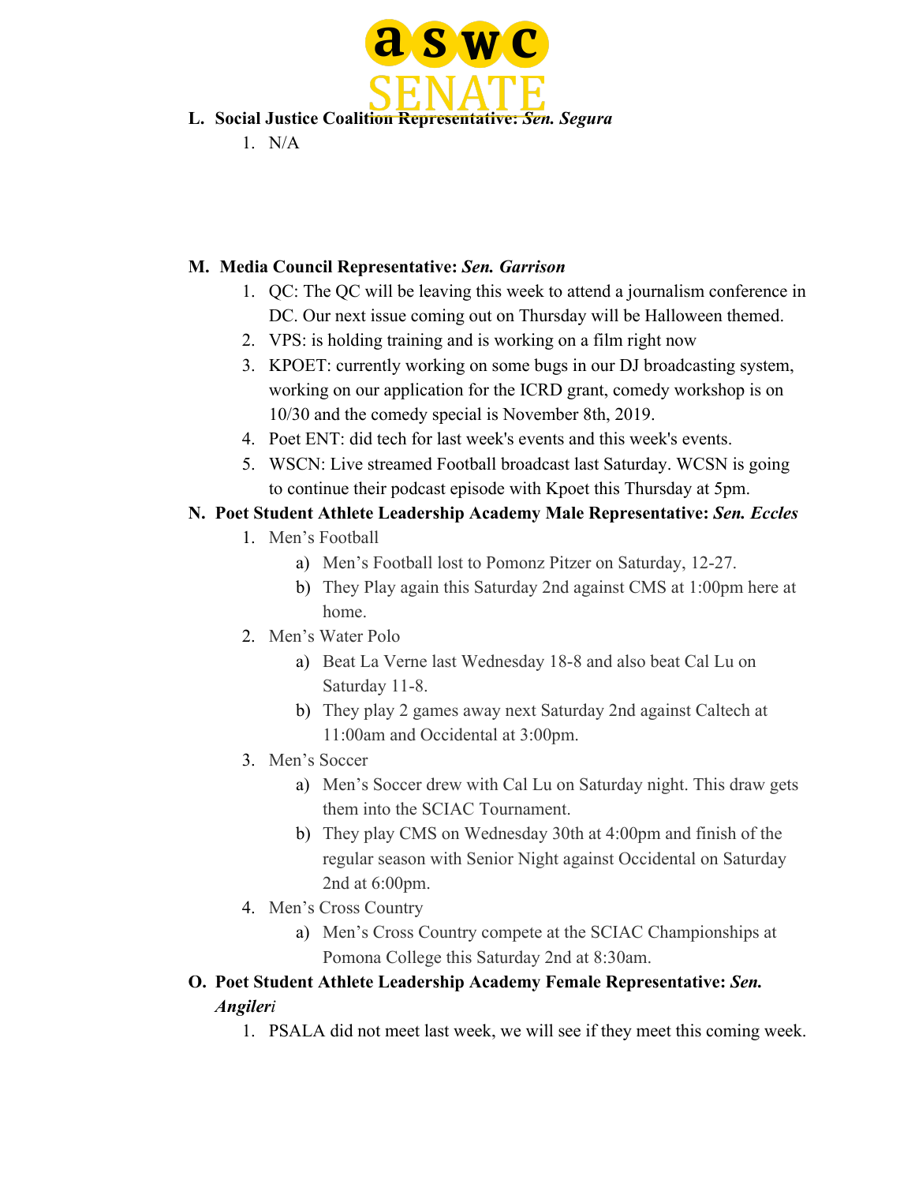L. **Social Justice Coalition Representative:** ***Sen. Segura***

1. N/A

M. **Media Council Representative:** ***Sen. Garrison***

1. QC: The QC will be leaving this week to attend a journalism conference in DC. Our next issue coming out on Thursday will be Halloween themed.
2. VPS: is holding training and is working on a film right now
3. KPOET: currently working on some bugs in our DJ broadcasting system, working on our application for the ICRD grant, comedy workshop is on 10/30 and the comedy special is November 8th, 2019.
4. Poet ENT: did tech for last week's events and this week's events.
5. WSCN: Live streamed Football broadcast last Saturday. WCSN is going to continue their podcast episode with Kpoet this Thursday at 5pm.

N. **Poet Student Athlete Leadership Academy Male Representative:** ***Sen. Eccles***

1. Men's Football
   a) Men's Football lost to Pomonz Pitzer on Saturday, 12-27.
   b) They Play again this Saturday 2nd against CMS at 1:00pm here at home.
2. Men's Water Polo
   a) Beat La Verne last Wednesday 18-8 and also beat Cal Lu on Saturday 11-8.
   b) They play 2 games away next Saturday 2nd against Caltech at 11:00am and Occidental at 3:00pm.
3. Men's Soccer
   a) Men's Soccer drew with Cal Lu on Saturday night. This draw gets them into the SCIAC Tournament.
   b) They play CMS on Wednesday 30th at 4:00pm and finish of the regular season with Senior Night against Occidental on Saturday 2nd at 6:00pm.
4. Men's Cross Country
   a) Men's Cross Country compete at the SCIAC Championships at Pomona College this Saturday 2nd at 8:30am.

O. **Poet Student Athlete Leadership Academy Female Representative:** ***Sen. Angileri***

1. PSALA did not meet last week, we will see if they meet this coming week.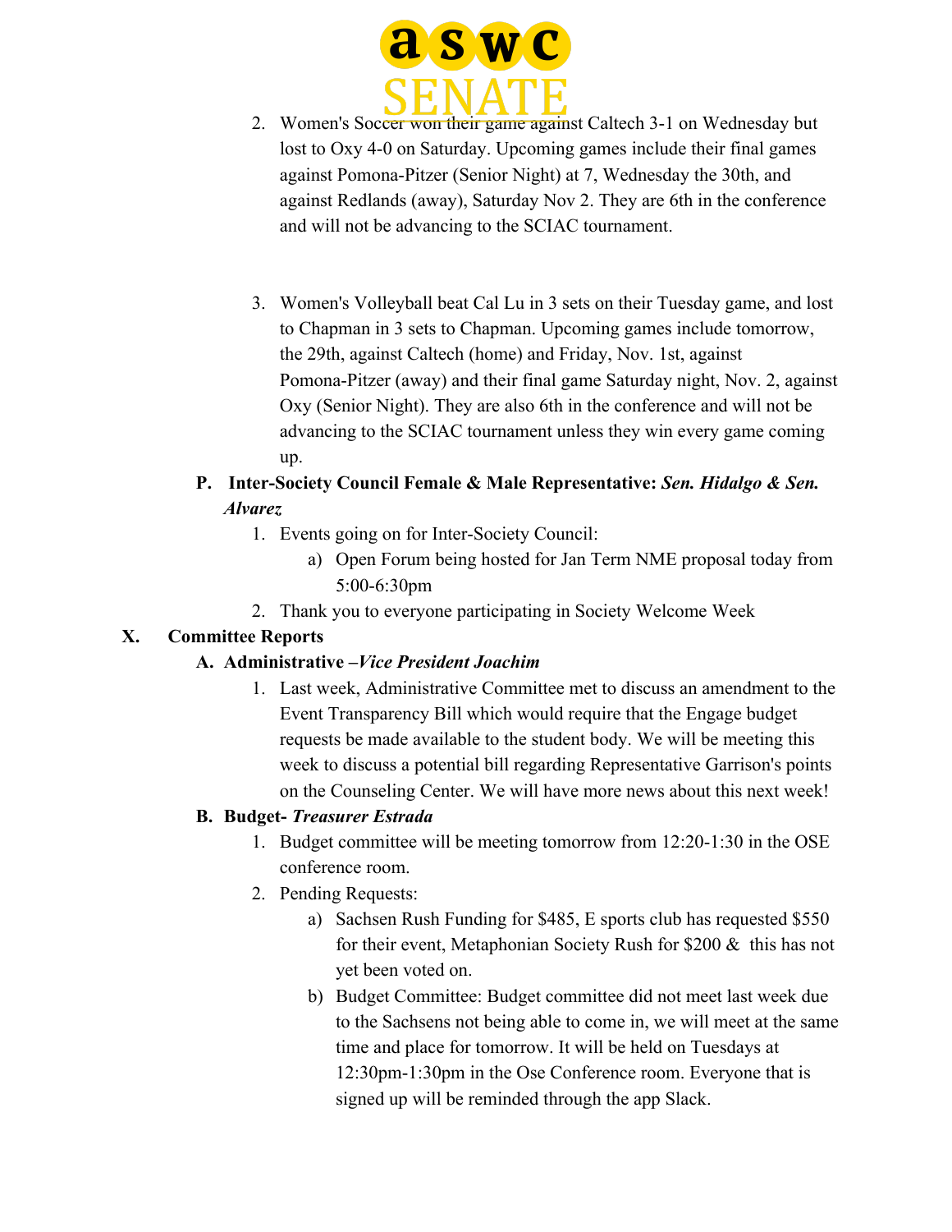2. Women's Soccer won their game against Caltech 3-1 on Wednesday but lost to Oxy 4-0 on Saturday. Upcoming games include their final games against Pomona-Pitzer (Senior Night) at 7, Wednesday the 30th, and against Redlands (away), Saturday Nov 2. They are 6th in the conference and will not be advancing to the SCIAC tournament.

3. Women's Volleyball beat Cal Lu in 3 sets on their Tuesday game, and lost to Chapman in 3 sets to Chapman. Upcoming games include tomorrow, the 29th, against Caltech (home) and Friday, Nov. 1st, against Pomona-Pitzer (away) and their final game Saturday night, Nov. 2, against Oxy (Senior Night). They are also 6th in the conference and will not be advancing to the SCIAC tournament unless they win every game coming up.

**P. Inter-Society Council Female & Male Representative: *Sen. Hidalgo & Sen. Alvarez***

1. Events going on for Inter-Society Council:
   a) Open Forum being hosted for Jan Term NME proposal today from 5:00-6:30pm
2. Thank you to everyone participating in Society Welcome Week

## X. Committee Reports

**A. Administrative –*Vice President Joachim***

1. Last week, Administrative Committee met to discuss an amendment to the Event Transparency Bill which would require that the Engage budget requests be made available to the student body. We will be meeting this week to discuss a potential bill regarding Representative Garrison's points on the Counseling Center. We will have more news about this next week!

**B. Budget- *Treasurer Estrada***

1. Budget committee will be meeting tomorrow from 12:20-1:30 in the OSE conference room.
2. Pending Requests:
   a) Sachsen Rush Funding for $485, E sports club has requested $550 for their event, Metaphonian Society Rush for $200 & this has not yet been voted on.
   b) Budget Committee: Budget committee did not meet last week due to the Sachsens not being able to come in, we will meet at the same time and place for tomorrow. It will be held on Tuesdays at 12:30pm-1:30pm in the Ose Conference room. Everyone that is signed up will be reminded through the app Slack.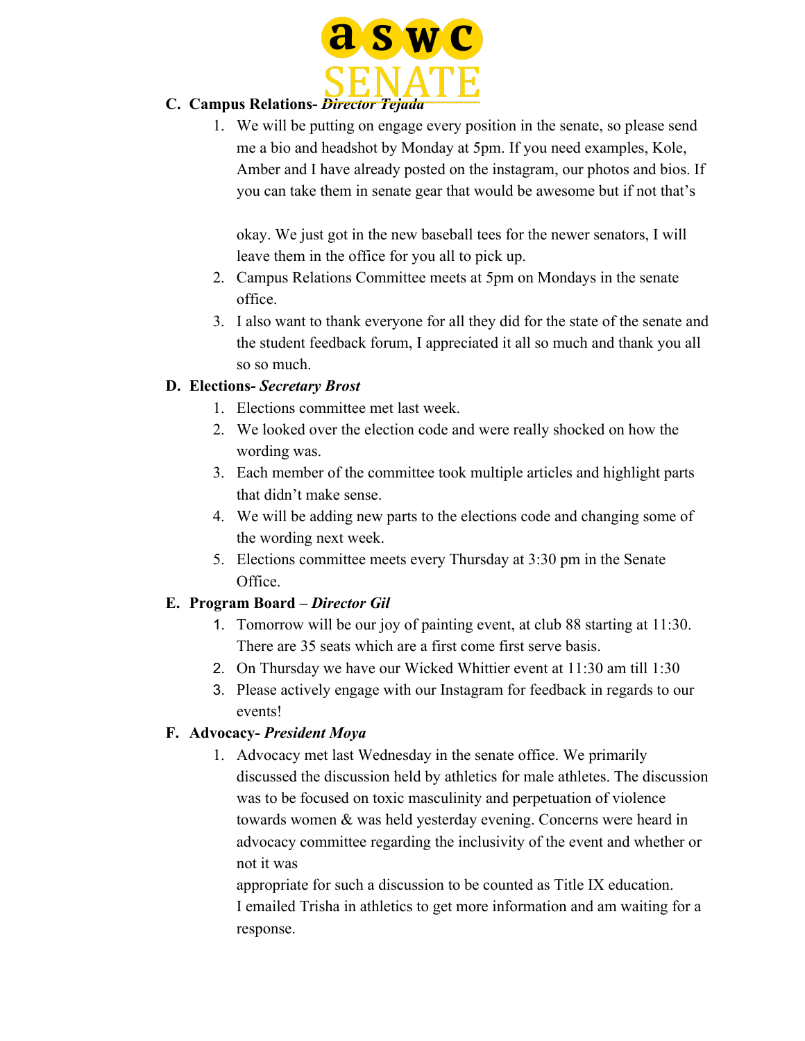**C. Campus Relations-** ***Director Tejada***

1. We will be putting on engage every position in the senate, so please send me a bio and headshot by Monday at 5pm. If you need examples, Kole, Amber and I have already posted on the instagram, our photos and bios. If you can take them in senate gear that would be awesome but if not that's okay. We just got in the new baseball tees for the newer senators, I will leave them in the office for you all to pick up.
2. Campus Relations Committee meets at 5pm on Mondays in the senate office.
3. I also want to thank everyone for all they did for the state of the senate and the student feedback forum, I appreciated it all so much and thank you all so so much.

**D. Elections-** ***Secretary Brost***

1. Elections committee met last week.
2. We looked over the election code and were really shocked on how the wording was.
3. Each member of the committee took multiple articles and highlight parts that didn't make sense.
4. We will be adding new parts to the elections code and changing some of the wording next week.
5. Elections committee meets every Thursday at 3:30 pm in the Senate Office.

**E. Program Board –** ***Director Gil***

1. Tomorrow will be our joy of painting event, at club 88 starting at 11:30. There are 35 seats which are a first come first serve basis.
2. On Thursday we have our Wicked Whittier event at 11:30 am till 1:30
3. Please actively engage with our Instagram for feedback in regards to our events!

**F. Advocacy-** ***President Moya***

1. Advocacy met last Wednesday in the senate office. We primarily discussed the discussion held by athletics for male athletes. The discussion was to be focused on toxic masculinity and perpetuation of violence towards women & was held yesterday evening. Concerns were heard in advocacy committee regarding the inclusivity of the event and whether or not it was appropriate for such a discussion to be counted as Title IX education. I emailed Trisha in athletics to get more information and am waiting for a response.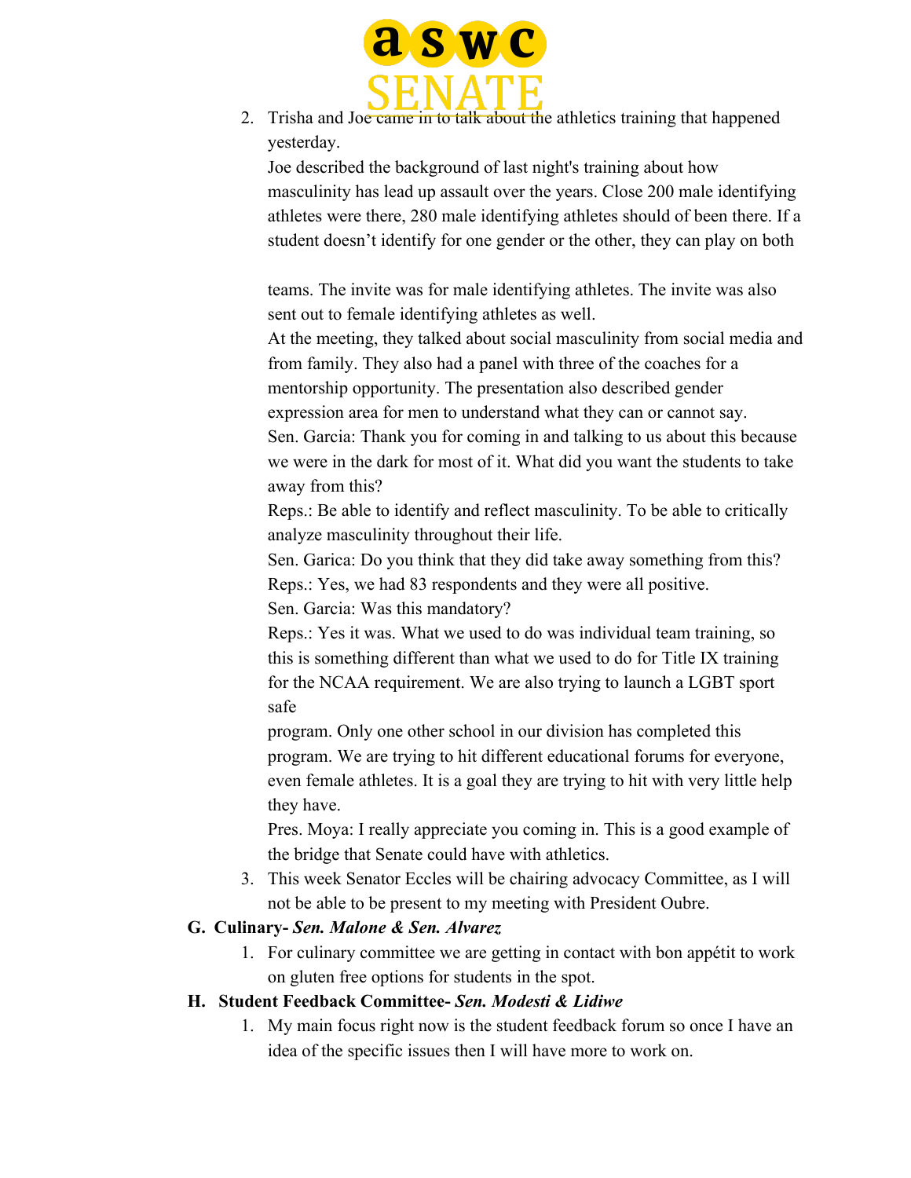2. Trisha and Joe came in to talk about the athletics training that happened yesterday.
   Joe described the background of last night's training about how masculinity has lead up assault over the years. Close 200 male identifying athletes were there, 280 male identifying athletes should of been there. If a student doesn't identify for one gender or the other, they can play on both teams. The invite was for male identifying athletes. The invite was also sent out to female identifying athletes as well.
   At the meeting, they talked about social masculinity from social media and from family. They also had a panel with three of the coaches for a mentorship opportunity. The presentation also described gender expression area for men to understand what they can or cannot say.
   Sen. Garcia: Thank you for coming in and talking to us about this because we were in the dark for most of it. What did you want the students to take away from this?
   Reps.: Be able to identify and reflect masculinity. To be able to critically analyze masculinity throughout their life.
   Sen. Garica: Do you think that they did take away something from this?
   Reps.: Yes, we had 83 respondents and they were all positive.
   Sen. Garcia: Was this mandatory?
   Reps.: Yes it was. What we used to do was individual team training, so this is something different than what we used to do for Title IX training for the NCAA requirement. We are also trying to launch a LGBT sport safe program. Only one other school in our division has completed this program. We are trying to hit different educational forums for everyone, even female athletes. It is a goal they are trying to hit with very little help they have.
   Pres. Moya: I really appreciate you coming in. This is a good example of the bridge that Senate could have with athletics.
3. This week Senator Eccles will be chairing advocacy Committee, as I will not be able to be present to my meeting with President Oubre.

**G. Culinary-** ***Sen. Malone & Sen. Alvarez***

1. For culinary committee we are getting in contact with bon appétit to work on gluten free options for students in the spot.

**H. Student Feedback Committee-** ***Sen. Modesti & Lidiwe***

1. My main focus right now is the student feedback forum so once I have an idea of the specific issues then I will have more to work on.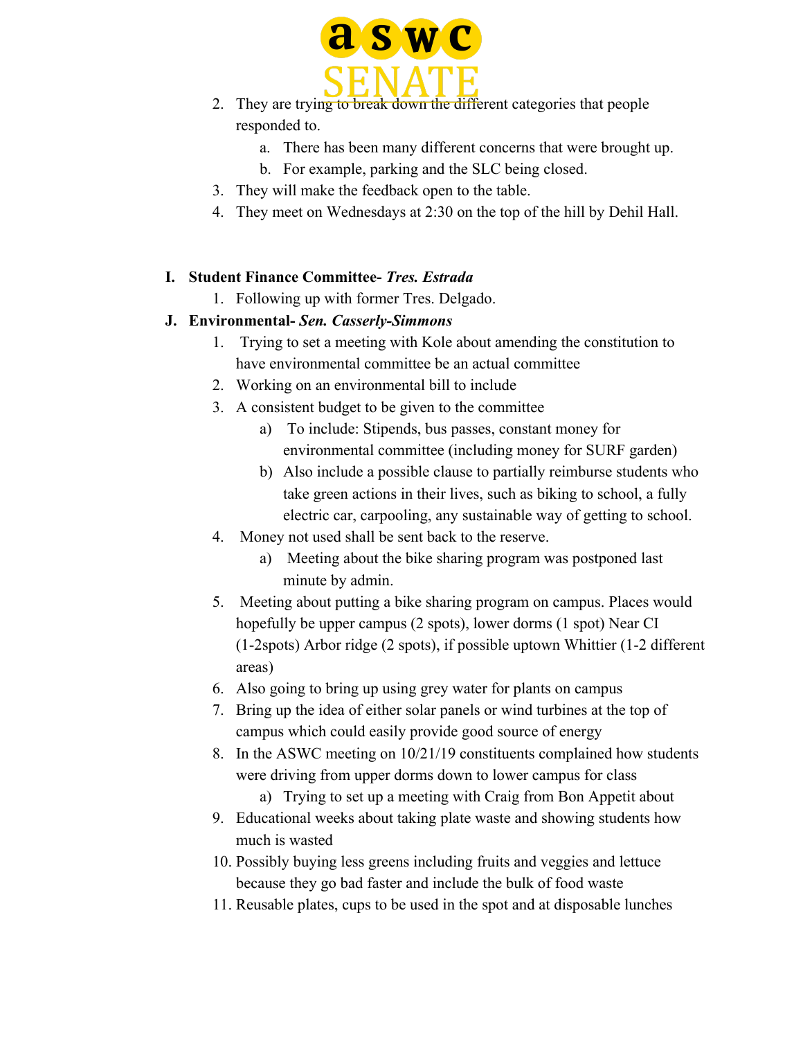2. They are trying to break down the different categories that people responded to.
    a. There has been many different concerns that were brought up.
    b. For example, parking and the SLC being closed.
3. They will make the feedback open to the table.
4. They meet on Wednesdays at 2:30 on the top of the hill by Dehil Hall.

**I. Student Finance Committee-** ***Tres. Estrada***

1. Following up with former Tres. Delgado.

**J. Environmental-** ***Sen. Casserly-Simmons***

1. Trying to set a meeting with Kole about amending the constitution to have environmental committee be an actual committee
2. Working on an environmental bill to include
3. A consistent budget to be given to the committee
    a) To include: Stipends, bus passes, constant money for environmental committee (including money for SURF garden)
    b) Also include a possible clause to partially reimburse students who take green actions in their lives, such as biking to school, a fully electric car, carpooling, any sustainable way of getting to school.
4. Money not used shall be sent back to the reserve.
    a) Meeting about the bike sharing program was postponed last minute by admin.
5. Meeting about putting a bike sharing program on campus. Places would hopefully be upper campus (2 spots), lower dorms (1 spot) Near CI (1-2spots) Arbor ridge (2 spots), if possible uptown Whittier (1-2 different areas)
6. Also going to bring up using grey water for plants on campus
7. Bring up the idea of either solar panels or wind turbines at the top of campus which could easily provide good source of energy
8. In the ASWC meeting on 10/21/19 constituents complained how students were driving from upper dorms down to lower campus for class
    a) Trying to set up a meeting with Craig from Bon Appetit about
9. Educational weeks about taking plate waste and showing students how much is wasted
10. Possibly buying less greens including fruits and veggies and lettuce because they go bad faster and include the bulk of food waste
11. Reusable plates, cups to be used in the spot and at disposable lunches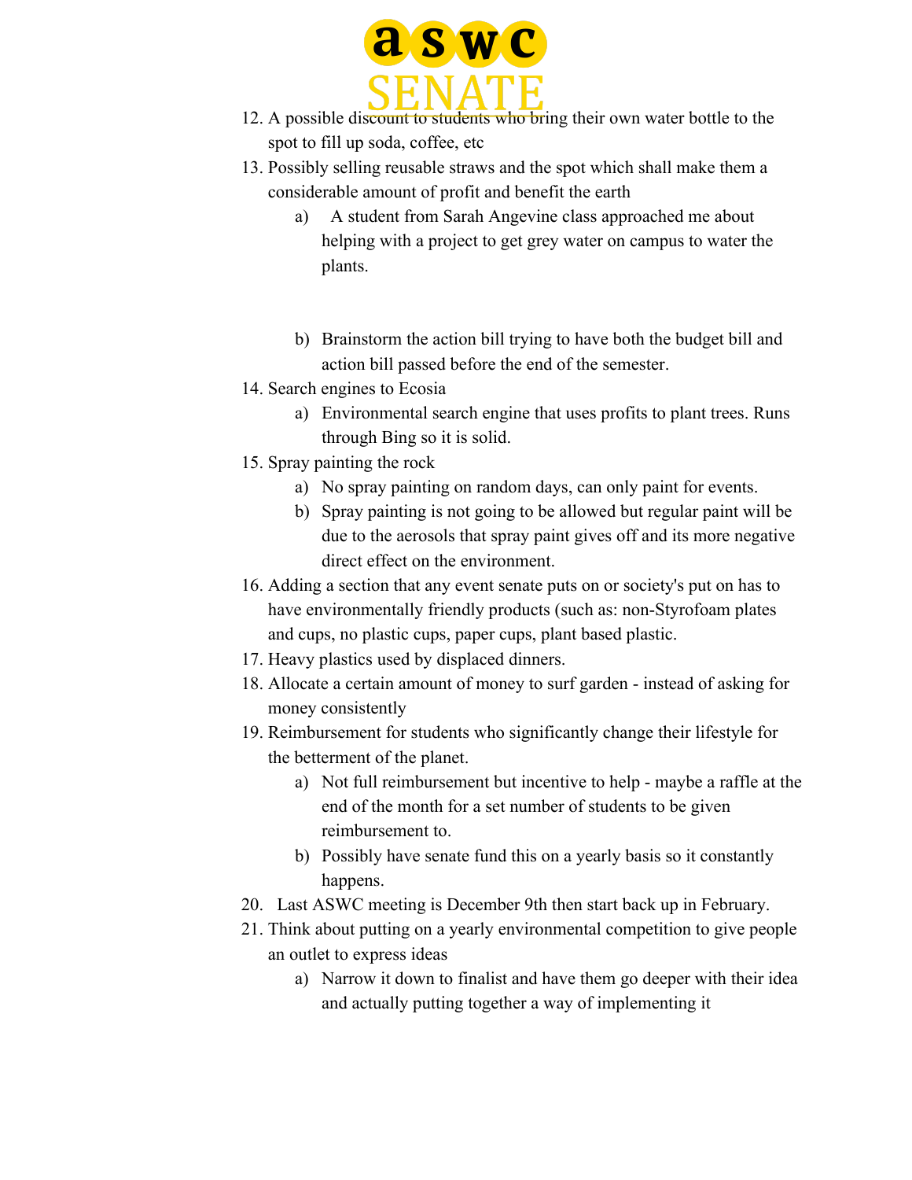12. A possible discount to students who bring their own water bottle to the spot to fill up soda, coffee, etc
13. Possibly selling reusable straws and the spot which shall make them a considerable amount of profit and benefit the earth
    a) A student from Sarah Angevine class approached me about helping with a project to get grey water on campus to water the plants.

    b) Brainstorm the action bill trying to have both the budget bill and action bill passed before the end of the semester.
14. Search engines to Ecosia
    a) Environmental search engine that uses profits to plant trees. Runs through Bing so it is solid.
15. Spray painting the rock
    a) No spray painting on random days, can only paint for events.
    b) Spray painting is not going to be allowed but regular paint will be due to the aerosols that spray paint gives off and its more negative direct effect on the environment.
16. Adding a section that any event senate puts on or society's put on has to have environmentally friendly products (such as: non-Styrofoam plates and cups, no plastic cups, paper cups, plant based plastic.
17. Heavy plastics used by displaced dinners.
18. Allocate a certain amount of money to surf garden - instead of asking for money consistently
19. Reimbursement for students who significantly change their lifestyle for the betterment of the planet.
    a) Not full reimbursement but incentive to help - maybe a raffle at the end of the month for a set number of students to be given reimbursement to.
    b) Possibly have senate fund this on a yearly basis so it constantly happens.
20. Last ASWC meeting is December 9th then start back up in February.
21. Think about putting on a yearly environmental competition to give people an outlet to express ideas
    a) Narrow it down to finalist and have them go deeper with their idea and actually putting together a way of implementing it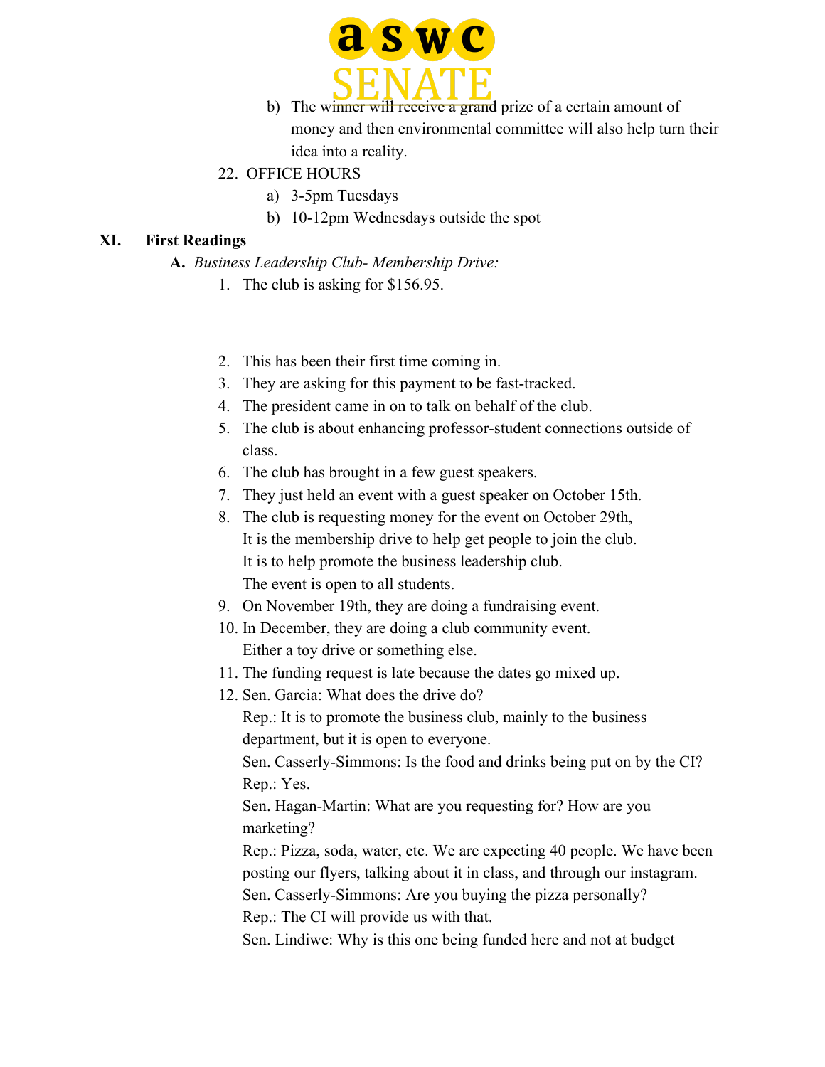b) The winner will receive a grand prize of a certain amount of money and then environmental committee will also help turn their idea into a reality.

22. OFFICE HOURS
    a) 3-5pm Tuesdays
    b) 10-12pm Wednesdays outside the spot

## XI. First Readings

**A.** *Business Leadership Club- Membership Drive:*

1. The club is asking for $156.95.
2. This has been their first time coming in.
3. They are asking for this payment to be fast-tracked.
4. The president came in on to talk on behalf of the club.
5. The club is about enhancing professor-student connections outside of class.
6. The club has brought in a few guest speakers.
7. They just held an event with a guest speaker on October 15th.
8. The club is requesting money for the event on October 29th,
   It is the membership drive to help get people to join the club.
   It is to help promote the business leadership club.
   The event is open to all students.
9. On November 19th, they are doing a fundraising event.
10. In December, they are doing a club community event.
    Either a toy drive or something else.
11. The funding request is late because the dates go mixed up.
12. Sen. Garcia: What does the drive do?
    Rep.: It is to promote the business club, mainly to the business department, but it is open to everyone.
    Sen. Casserly-Simmons: Is the food and drinks being put on by the CI?
    Rep.: Yes.
    Sen. Hagan-Martin: What are you requesting for? How are you marketing?
    Rep.: Pizza, soda, water, etc. We are expecting 40 people. We have been posting our flyers, talking about it in class, and through our instagram.
    Sen. Casserly-Simmons: Are you buying the pizza personally?
    Rep.: The CI will provide us with that.
    Sen. Lindiwe: Why is this one being funded here and not at budget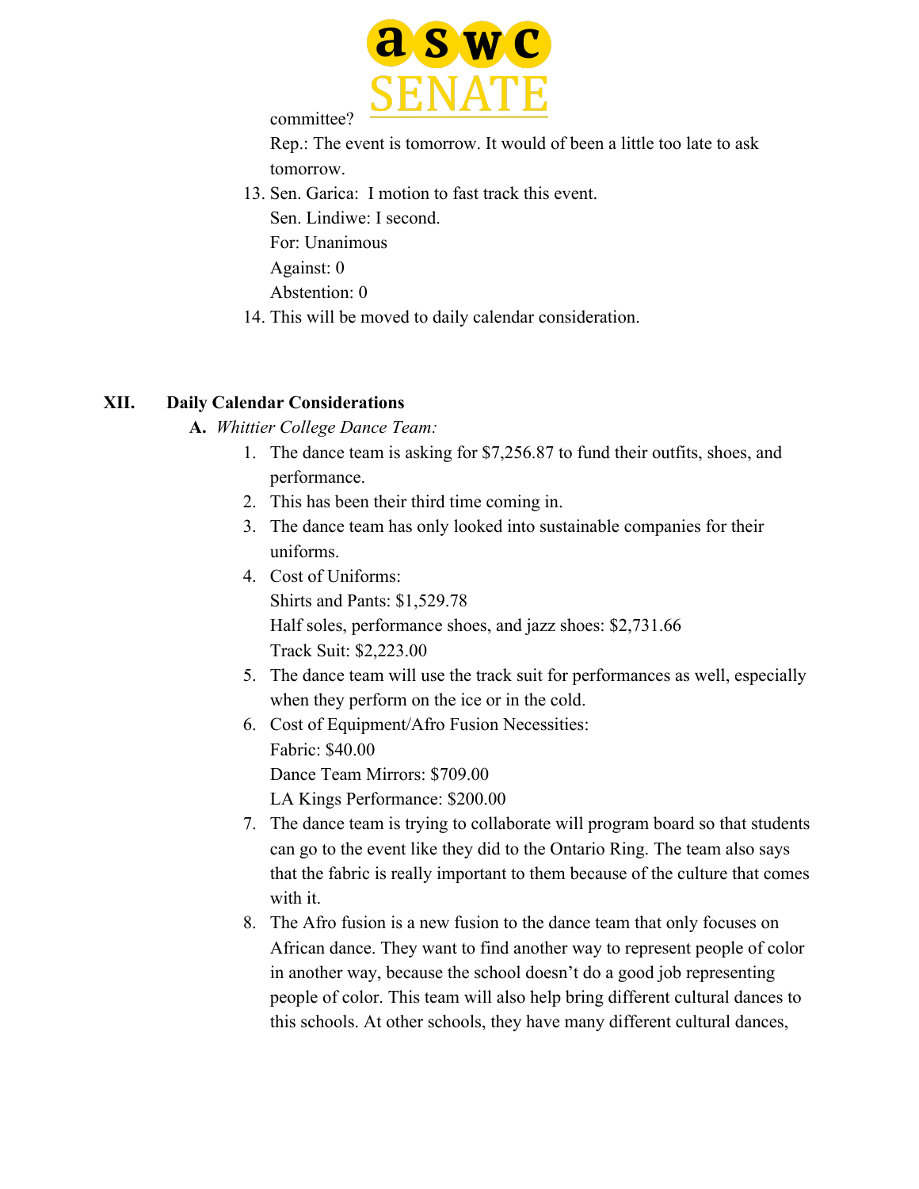committee?

Rep.: The event is tomorrow. It would of been a little too late to ask tomorrow.

13. Sen. Garica: I motion to fast track this event.
    Sen. Lindiwe: I second.
    For: Unanimous
    Against: 0
    Abstention: 0
14. This will be moved to daily calendar consideration.

## XII. Daily Calendar Considerations

**A.** *Whittier College Dance Team:*

1. The dance team is asking for $7,256.87 to fund their outfits, shoes, and performance.
2. This has been their third time coming in.
3. The dance team has only looked into sustainable companies for their uniforms.
4. Cost of Uniforms:
   Shirts and Pants: $1,529.78
   Half soles, performance shoes, and jazz shoes: $2,731.66
   Track Suit: $2,223.00
5. The dance team will use the track suit for performances as well, especially when they perform on the ice or in the cold.
6. Cost of Equipment/Afro Fusion Necessities:
   Fabric: $40.00
   Dance Team Mirrors: $709.00
   LA Kings Performance: $200.00
7. The dance team is trying to collaborate will program board so that students can go to the event like they did to the Ontario Ring. The team also says that the fabric is really important to them because of the culture that comes with it.
8. The Afro fusion is a new fusion to the dance team that only focuses on African dance. They want to find another way to represent people of color in another way, because the school doesn't do a good job representing people of color. This team will also help bring different cultural dances to this schools. At other schools, they have many different cultural dances,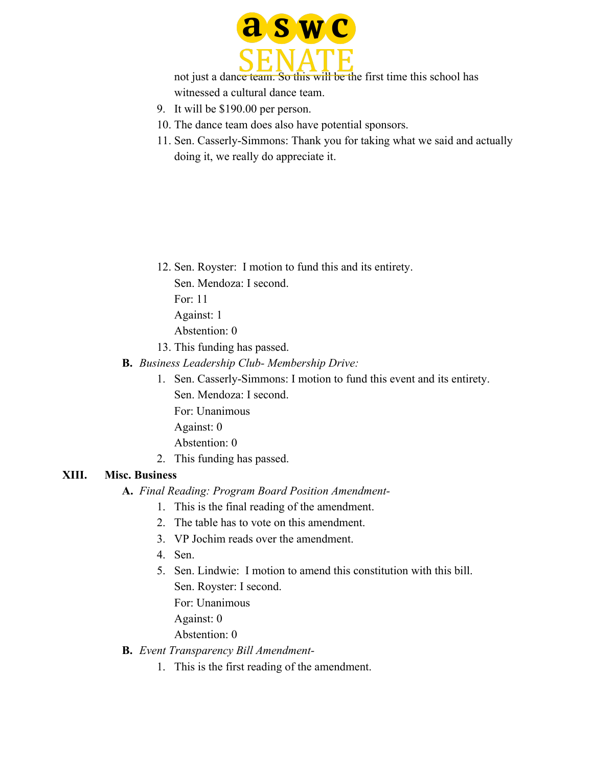not just a dance team. So this will be the first time this school has witnessed a cultural dance team.

9. It will be $190.00 per person.
10. The dance team does also have potential sponsors.
11. Sen. Casserly-Simmons: Thank you for taking what we said and actually doing it, we really do appreciate it.
12. Sen. Royster: I motion to fund this and its entirety.
    Sen. Mendoza: I second.
    For: 11
    Against: 1
    Abstention: 0
13. This funding has passed.

**B.** *Business Leadership Club- Membership Drive:*

1. Sen. Casserly-Simmons: I motion to fund this event and its entirety.
   Sen. Mendoza: I second.
   For: Unanimous
   Against: 0
   Abstention: 0
2. This funding has passed.

## XIII. Misc. Business

**A.** *Final Reading: Program Board Position Amendment-*

1. This is the final reading of the amendment.
2. The table has to vote on this amendment.
3. VP Jochim reads over the amendment.
4. Sen.
5. Sen. Lindwie: I motion to amend this constitution with this bill.
   Sen. Royster: I second.
   For: Unanimous
   Against: 0
   Abstention: 0

**B.** *Event Transparency Bill Amendment-*

1. This is the first reading of the amendment.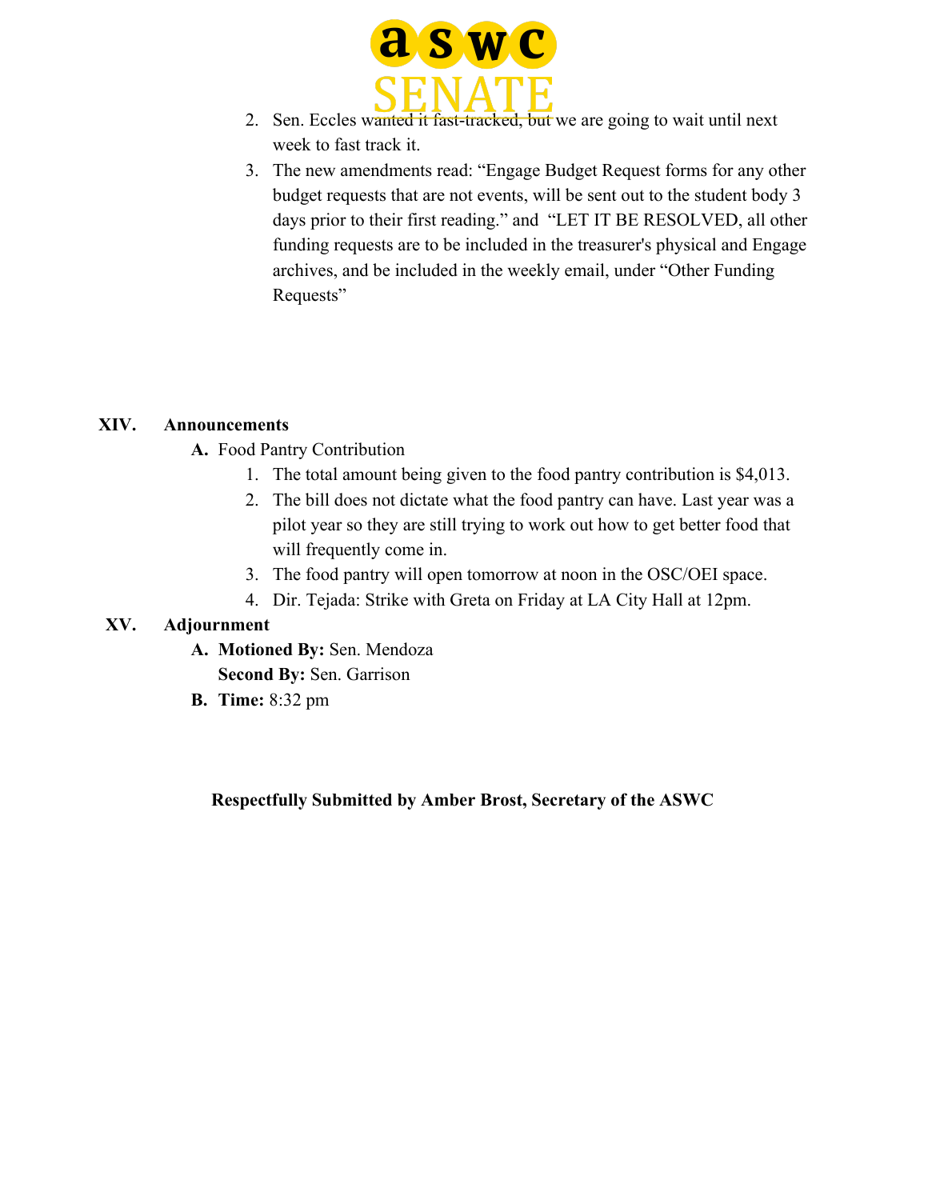2. Sen. Eccles wanted it fast-tracked, but we are going to wait until next week to fast track it.
3. The new amendments read: "Engage Budget Request forms for any other budget requests that are not events, will be sent out to the student body 3 days prior to their first reading." and "LET IT BE RESOLVED, all other funding requests are to be included in the treasurer's physical and Engage archives, and be included in the weekly email, under "Other Funding Requests"

## XIV. Announcements

**A.** Food Pantry Contribution

1. The total amount being given to the food pantry contribution is $4,013.
2. The bill does not dictate what the food pantry can have. Last year was a pilot year so they are still trying to work out how to get better food that will frequently come in.
3. The food pantry will open tomorrow at noon in the OSC/OEI space.
4. Dir. Tejada: Strike with Greta on Friday at LA City Hall at 12pm.

## XV. Adjournment

**A. Motioned By:** Sen. Mendoza
**Second By:** Sen. Garrison

**B. Time:** 8:32 pm

**Respectfully Submitted by Amber Brost, Secretary of the ASWC**